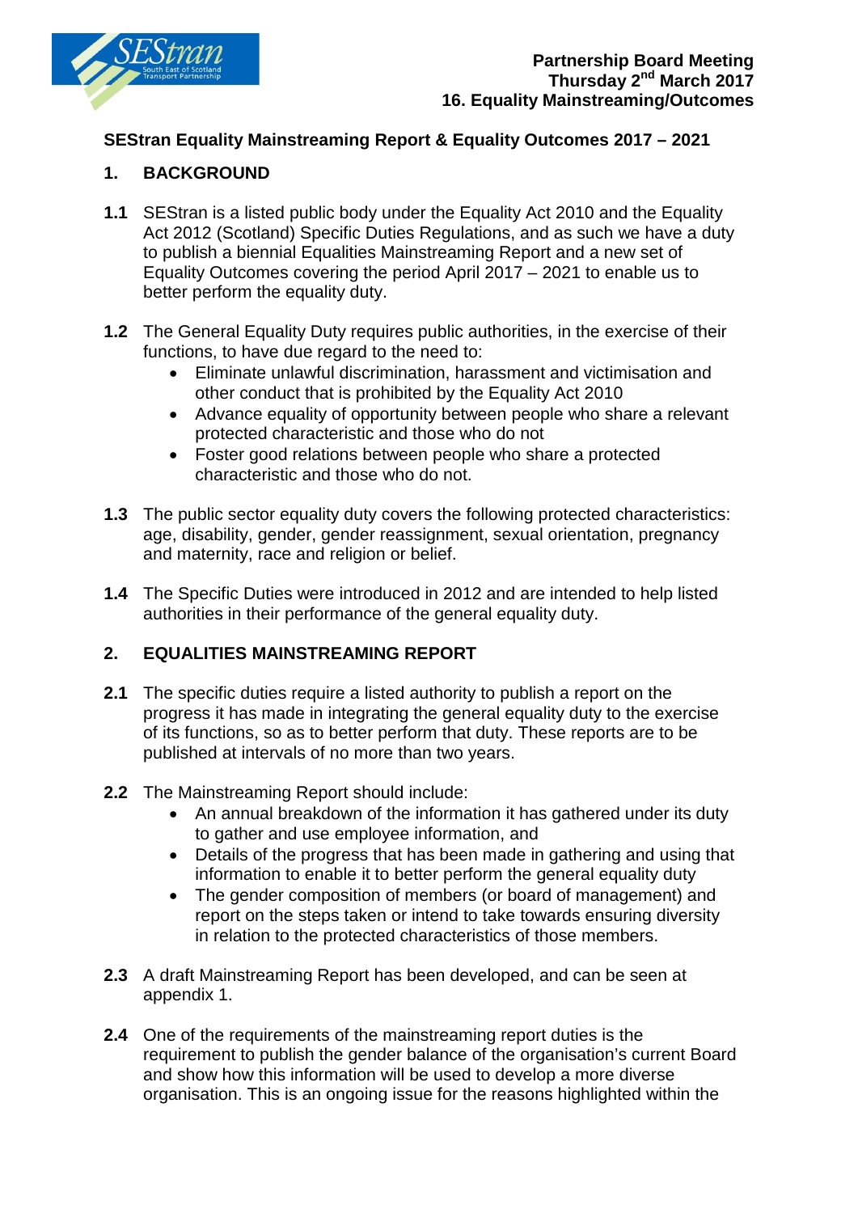**Partnership Board Meeting**
**Thursday 2nd March 2017**
**16. Equality Mainstreaming/Outcomes**

## SEStran Equality Mainstreaming Report & Equality Outcomes 2017 – 2021

### 1. BACKGROUND

**1.1** SEStran is a listed public body under the Equality Act 2010 and the Equality Act 2012 (Scotland) Specific Duties Regulations, and as such we have a duty to publish a biennial Equalities Mainstreaming Report and a new set of Equality Outcomes covering the period April 2017 – 2021 to enable us to better perform the equality duty.

**1.2** The General Equality Duty requires public authorities, in the exercise of their functions, to have due regard to the need to:

- Eliminate unlawful discrimination, harassment and victimisation and other conduct that is prohibited by the Equality Act 2010
- Advance equality of opportunity between people who share a relevant protected characteristic and those who do not
- Foster good relations between people who share a protected characteristic and those who do not.

**1.3** The public sector equality duty covers the following protected characteristics: age, disability, gender, gender reassignment, sexual orientation, pregnancy and maternity, race and religion or belief.

**1.4** The Specific Duties were introduced in 2012 and are intended to help listed authorities in their performance of the general equality duty.

### 2. EQUALITIES MAINSTREAMING REPORT

**2.1** The specific duties require a listed authority to publish a report on the progress it has made in integrating the general equality duty to the exercise of its functions, so as to better perform that duty. These reports are to be published at intervals of no more than two years.

**2.2** The Mainstreaming Report should include:

- An annual breakdown of the information it has gathered under its duty to gather and use employee information, and
- Details of the progress that has been made in gathering and using that information to enable it to better perform the general equality duty
- The gender composition of members (or board of management) and report on the steps taken or intend to take towards ensuring diversity in relation to the protected characteristics of those members.

**2.3** A draft Mainstreaming Report has been developed, and can be seen at appendix 1.

**2.4** One of the requirements of the mainstreaming report duties is the requirement to publish the gender balance of the organisation's current Board and show how this information will be used to develop a more diverse organisation. This is an ongoing issue for the reasons highlighted within the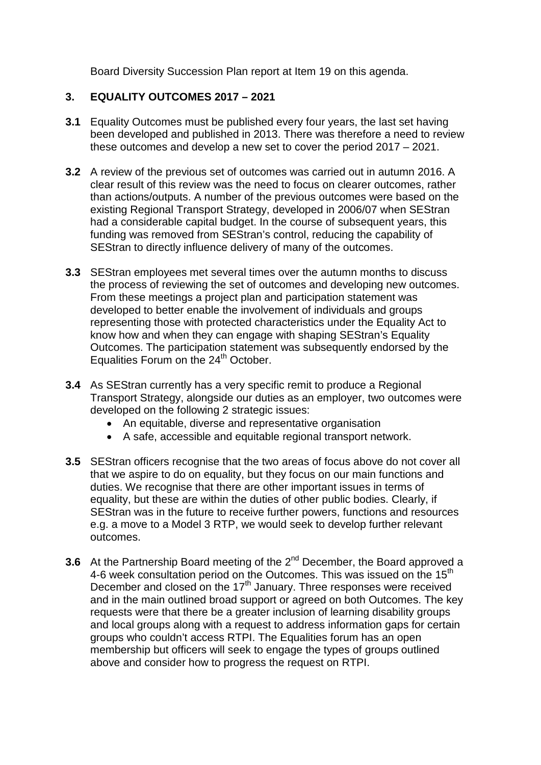Board Diversity Succession Plan report at Item 19 on this agenda.

## 3. EQUALITY OUTCOMES 2017 – 2021

**3.1** Equality Outcomes must be published every four years, the last set having been developed and published in 2013. There was therefore a need to review these outcomes and develop a new set to cover the period 2017 – 2021.

**3.2** A review of the previous set of outcomes was carried out in autumn 2016. A clear result of this review was the need to focus on clearer outcomes, rather than actions/outputs. A number of the previous outcomes were based on the existing Regional Transport Strategy, developed in 2006/07 when SEStran had a considerable capital budget. In the course of subsequent years, this funding was removed from SEStran's control, reducing the capability of SEStran to directly influence delivery of many of the outcomes.

**3.3** SEStran employees met several times over the autumn months to discuss the process of reviewing the set of outcomes and developing new outcomes. From these meetings a project plan and participation statement was developed to better enable the involvement of individuals and groups representing those with protected characteristics under the Equality Act to know how and when they can engage with shaping SEStran's Equality Outcomes. The participation statement was subsequently endorsed by the Equalities Forum on the 24th October.

**3.4** As SEStran currently has a very specific remit to produce a Regional Transport Strategy, alongside our duties as an employer, two outcomes were developed on the following 2 strategic issues:

- An equitable, diverse and representative organisation
- A safe, accessible and equitable regional transport network.

**3.5** SEStran officers recognise that the two areas of focus above do not cover all that we aspire to do on equality, but they focus on our main functions and duties. We recognise that there are other important issues in terms of equality, but these are within the duties of other public bodies. Clearly, if SEStran was in the future to receive further powers, functions and resources e.g. a move to a Model 3 RTP, we would seek to develop further relevant outcomes.

**3.6** At the Partnership Board meeting of the 2nd December, the Board approved a 4-6 week consultation period on the Outcomes. This was issued on the 15th December and closed on the 17th January. Three responses were received and in the main outlined broad support or agreed on both Outcomes. The key requests were that there be a greater inclusion of learning disability groups and local groups along with a request to address information gaps for certain groups who couldn't access RTPI. The Equalities forum has an open membership but officers will seek to engage the types of groups outlined above and consider how to progress the request on RTPI.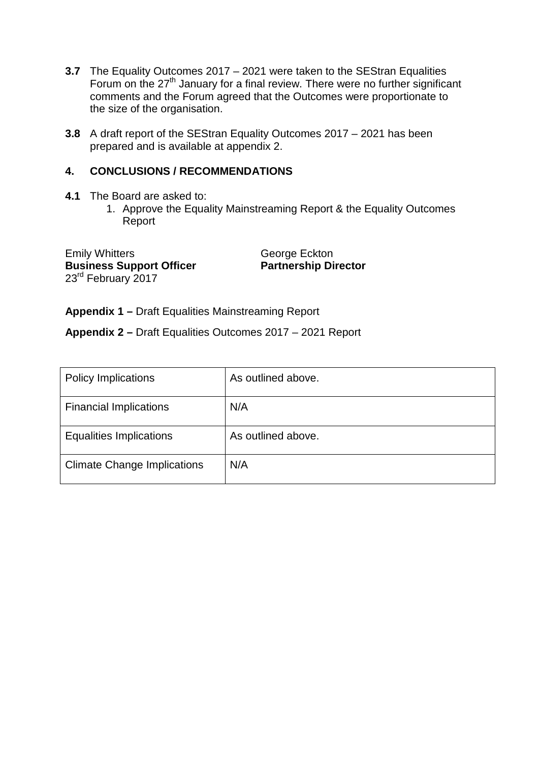**3.7** The Equality Outcomes 2017 – 2021 were taken to the SEStran Equalities Forum on the 27th January for a final review. There were no further significant comments and the Forum agreed that the Outcomes were proportionate to the size of the organisation.

**3.8** A draft report of the SEStran Equality Outcomes 2017 – 2021 has been prepared and is available at appendix 2.

## 4. CONCLUSIONS / RECOMMENDATIONS

**4.1** The Board are asked to:

1. Approve the Equality Mainstreaming Report & the Equality Outcomes Report

Emily Whitters
**Business Support Officer**
23rd February 2017

George Eckton
**Partnership Director**

**Appendix 1 –** Draft Equalities Mainstreaming Report

**Appendix 2 –** Draft Equalities Outcomes 2017 – 2021 Report

| Policy Implications | As outlined above. |
|---|---|
| Financial Implications | N/A |
| Equalities Implications | As outlined above. |
| Climate Change Implications | N/A |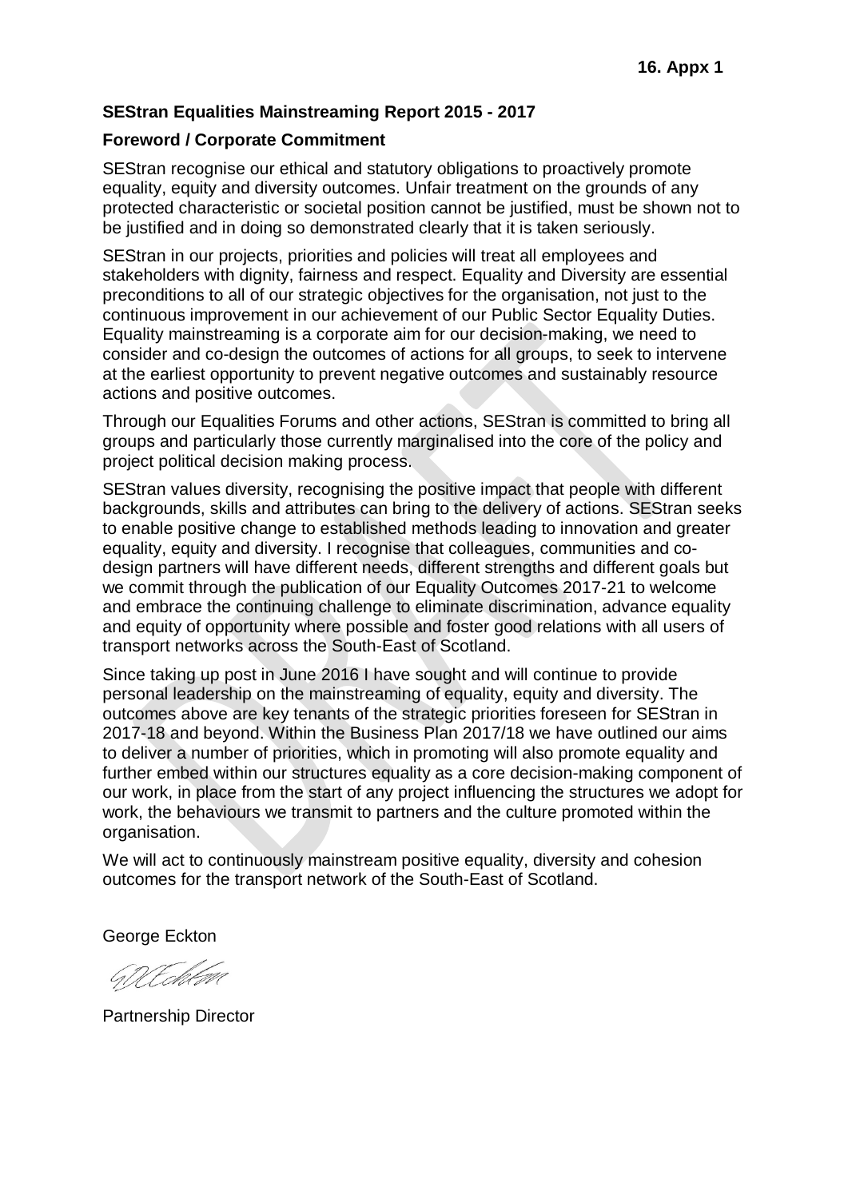16. Appx 1

**SEStran Equalities Mainstreaming Report 2015 - 2017**

**Foreword / Corporate Commitment**

SEStran recognise our ethical and statutory obligations to proactively promote equality, equity and diversity outcomes. Unfair treatment on the grounds of any protected characteristic or societal position cannot be justified, must be shown not to be justified and in doing so demonstrated clearly that it is taken seriously.

SEStran in our projects, priorities and policies will treat all employees and stakeholders with dignity, fairness and respect. Equality and Diversity are essential preconditions to all of our strategic objectives for the organisation, not just to the continuous improvement in our achievement of our Public Sector Equality Duties. Equality mainstreaming is a corporate aim for our decision-making, we need to consider and co-design the outcomes of actions for all groups, to seek to intervene at the earliest opportunity to prevent negative outcomes and sustainably resource actions and positive outcomes.

Through our Equalities Forums and other actions, SEStran is committed to bring all groups and particularly those currently marginalised into the core of the policy and project political decision making process.

SEStran values diversity, recognising the positive impact that people with different backgrounds, skills and attributes can bring to the delivery of actions. SEStran seeks to enable positive change to established methods leading to innovation and greater equality, equity and diversity. I recognise that colleagues, communities and co-design partners will have different needs, different strengths and different goals but we commit through the publication of our Equality Outcomes 2017-21 to welcome and embrace the continuing challenge to eliminate discrimination, advance equality and equity of opportunity where possible and foster good relations with all users of transport networks across the South-East of Scotland.

Since taking up post in June 2016 I have sought and will continue to provide personal leadership on the mainstreaming of equality, equity and diversity. The outcomes above are key tenants of the strategic priorities foreseen for SEStran in 2017-18 and beyond. Within the Business Plan 2017/18 we have outlined our aims to deliver a number of priorities, which in promoting will also promote equality and further embed within our structures equality as a core decision-making component of our work, in place from the start of any project influencing the structures we adopt for work, the behaviours we transmit to partners and the culture promoted within the organisation.

We will act to continuously mainstream positive equality, diversity and cohesion outcomes for the transport network of the South-East of Scotland.

George Eckton

Partnership Director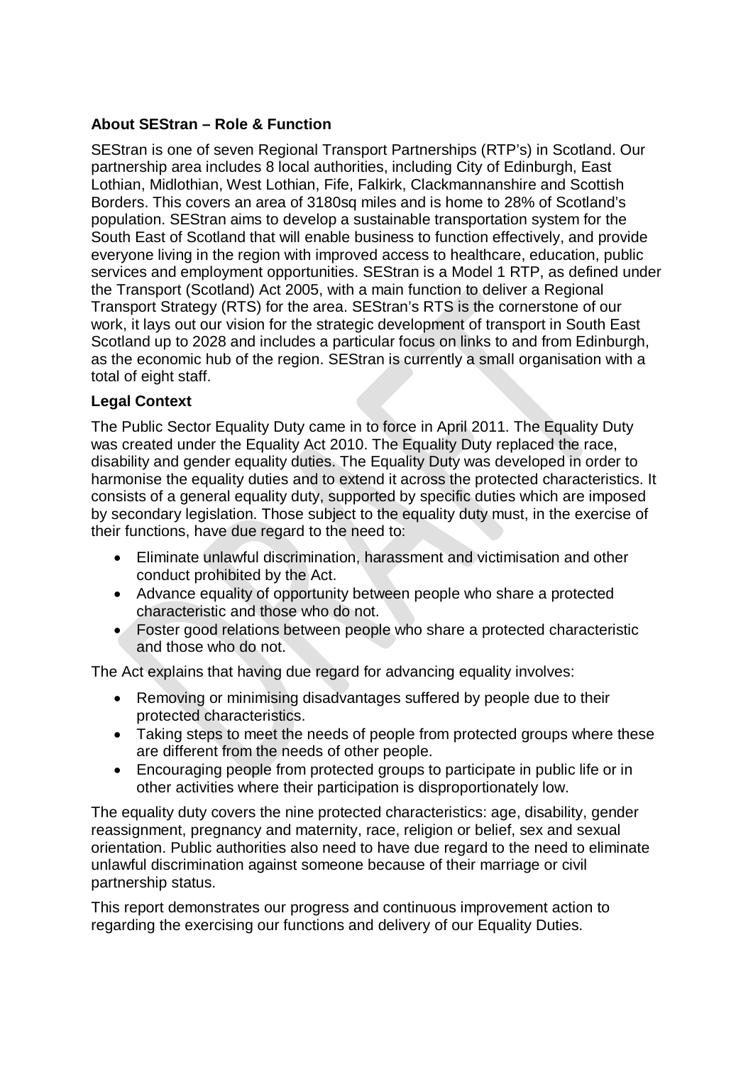**About SEStran – Role & Function**

SEStran is one of seven Regional Transport Partnerships (RTP's) in Scotland. Our partnership area includes 8 local authorities, including City of Edinburgh, East Lothian, Midlothian, West Lothian, Fife, Falkirk, Clackmannanshire and Scottish Borders. This covers an area of 3180sq miles and is home to 28% of Scotland's population. SEStran aims to develop a sustainable transportation system for the South East of Scotland that will enable business to function effectively, and provide everyone living in the region with improved access to healthcare, education, public services and employment opportunities. SEStran is a Model 1 RTP, as defined under the Transport (Scotland) Act 2005, with a main function to deliver a Regional Transport Strategy (RTS) for the area. SEStran's RTS is the cornerstone of our work, it lays out our vision for the strategic development of transport in South East Scotland up to 2028 and includes a particular focus on links to and from Edinburgh, as the economic hub of the region. SEStran is currently a small organisation with a total of eight staff.

**Legal Context**

The Public Sector Equality Duty came in to force in April 2011. The Equality Duty was created under the Equality Act 2010. The Equality Duty replaced the race, disability and gender equality duties. The Equality Duty was developed in order to harmonise the equality duties and to extend it across the protected characteristics. It consists of a general equality duty, supported by specific duties which are imposed by secondary legislation. Those subject to the equality duty must, in the exercise of their functions, have due regard to the need to:

- Eliminate unlawful discrimination, harassment and victimisation and other conduct prohibited by the Act.
- Advance equality of opportunity between people who share a protected characteristic and those who do not.
- Foster good relations between people who share a protected characteristic and those who do not.

The Act explains that having due regard for advancing equality involves:

- Removing or minimising disadvantages suffered by people due to their protected characteristics.
- Taking steps to meet the needs of people from protected groups where these are different from the needs of other people.
- Encouraging people from protected groups to participate in public life or in other activities where their participation is disproportionately low.

The equality duty covers the nine protected characteristics: age, disability, gender reassignment, pregnancy and maternity, race, religion or belief, sex and sexual orientation. Public authorities also need to have due regard to the need to eliminate unlawful discrimination against someone because of their marriage or civil partnership status.

This report demonstrates our progress and continuous improvement action to regarding the exercising our functions and delivery of our Equality Duties.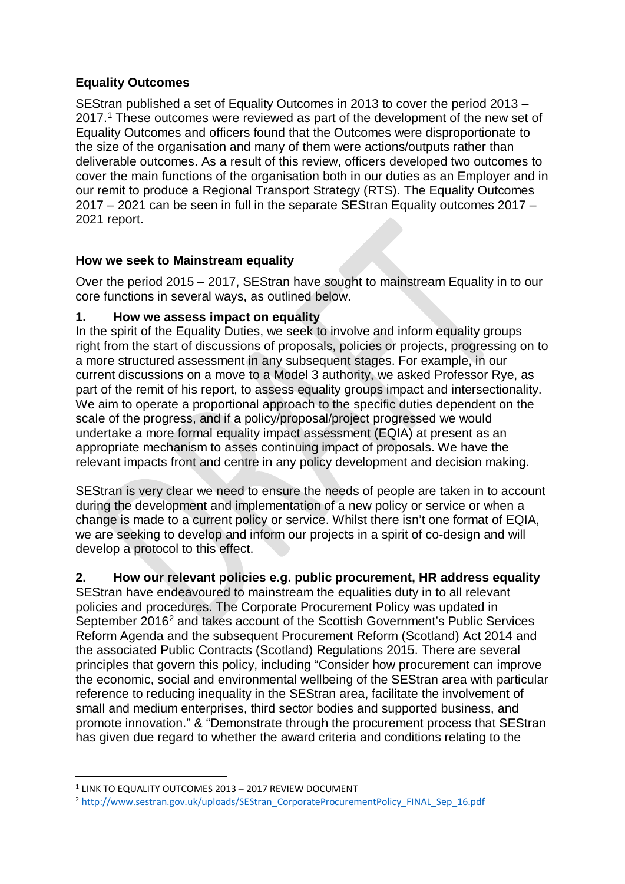## Equality Outcomes

SEStran published a set of Equality Outcomes in 2013 to cover the period 2013 – 2017.[1] These outcomes were reviewed as part of the development of the new set of Equality Outcomes and officers found that the Outcomes were disproportionate to the size of the organisation and many of them were actions/outputs rather than deliverable outcomes. As a result of this review, officers developed two outcomes to cover the main functions of the organisation both in our duties as an Employer and in our remit to produce a Regional Transport Strategy (RTS). The Equality Outcomes 2017 – 2021 can be seen in full in the separate SEStran Equality outcomes 2017 – 2021 report.

## How we seek to Mainstream equality

Over the period 2015 – 2017, SEStran have sought to mainstream Equality in to our core functions in several ways, as outlined below.

### 1. How we assess impact on equality

In the spirit of the Equality Duties, we seek to involve and inform equality groups right from the start of discussions of proposals, policies or projects, progressing on to a more structured assessment in any subsequent stages. For example, in our current discussions on a move to a Model 3 authority, we asked Professor Rye, as part of the remit of his report, to assess equality groups impact and intersectionality. We aim to operate a proportional approach to the specific duties dependent on the scale of the progress, and if a policy/proposal/project progressed we would undertake a more formal equality impact assessment (EQIA) at present as an appropriate mechanism to asses continuing impact of proposals. We have the relevant impacts front and centre in any policy development and decision making.

SEStran is very clear we need to ensure the needs of people are taken in to account during the development and implementation of a new policy or service or when a change is made to a current policy or service. Whilst there isn't one format of EQIA, we are seeking to develop and inform our projects in a spirit of co-design and will develop a protocol to this effect.

### 2. How our relevant policies e.g. public procurement, HR address equality

SEStran have endeavoured to mainstream the equalities duty in to all relevant policies and procedures. The Corporate Procurement Policy was updated in September 2016[2] and takes account of the Scottish Government's Public Services Reform Agenda and the subsequent Procurement Reform (Scotland) Act 2014 and the associated Public Contracts (Scotland) Regulations 2015. There are several principles that govern this policy, including "Consider how procurement can improve the economic, social and environmental wellbeing of the SEStran area with particular reference to reducing inequality in the SEStran area, facilitate the involvement of small and medium enterprises, third sector bodies and supported business, and promote innovation." & "Demonstrate through the procurement process that SEStran has given due regard to whether the award criteria and conditions relating to the

---

[1] LINK TO EQUALITY OUTCOMES 2013 – 2017 REVIEW DOCUMENT

[2] http://www.sestran.gov.uk/uploads/SEStran_CorporateProcurementPolicy_FINAL_Sep_16.pdf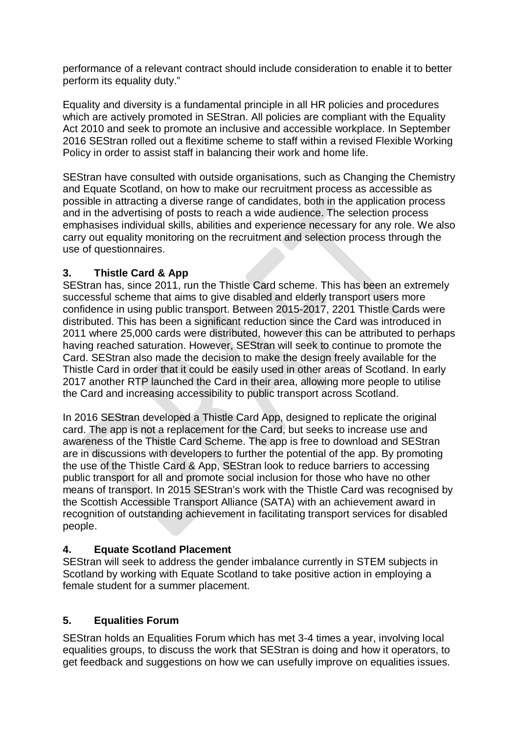performance of a relevant contract should include consideration to enable it to better perform its equality duty."

Equality and diversity is a fundamental principle in all HR policies and procedures which are actively promoted in SEStran. All policies are compliant with the Equality Act 2010 and seek to promote an inclusive and accessible workplace. In September 2016 SEStran rolled out a flexitime scheme to staff within a revised Flexible Working Policy in order to assist staff in balancing their work and home life.

SEStran have consulted with outside organisations, such as Changing the Chemistry and Equate Scotland, on how to make our recruitment process as accessible as possible in attracting a diverse range of candidates, both in the application process and in the advertising of posts to reach a wide audience. The selection process emphasises individual skills, abilities and experience necessary for any role. We also carry out equality monitoring on the recruitment and selection process through the use of questionnaires.

## 3. Thistle Card & App

SEStran has, since 2011, run the Thistle Card scheme. This has been an extremely successful scheme that aims to give disabled and elderly transport users more confidence in using public transport. Between 2015-2017, 2201 Thistle Cards were distributed. This has been a significant reduction since the Card was introduced in 2011 where 25,000 cards were distributed, however this can be attributed to perhaps having reached saturation. However, SEStran will seek to continue to promote the Card. SEStran also made the decision to make the design freely available for the Thistle Card in order that it could be easily used in other areas of Scotland. In early 2017 another RTP launched the Card in their area, allowing more people to utilise the Card and increasing accessibility to public transport across Scotland.

In 2016 SEStran developed a Thistle Card App, designed to replicate the original card. The app is not a replacement for the Card, but seeks to increase use and awareness of the Thistle Card Scheme. The app is free to download and SEStran are in discussions with developers to further the potential of the app. By promoting the use of the Thistle Card & App, SEStran look to reduce barriers to accessing public transport for all and promote social inclusion for those who have no other means of transport. In 2015 SEStran's work with the Thistle Card was recognised by the Scottish Accessible Transport Alliance (SATA) with an achievement award in recognition of outstanding achievement in facilitating transport services for disabled people.

## 4. Equate Scotland Placement

SEStran will seek to address the gender imbalance currently in STEM subjects in Scotland by working with Equate Scotland to take positive action in employing a female student for a summer placement.

## 5. Equalities Forum

SEStran holds an Equalities Forum which has met 3-4 times a year, involving local equalities groups, to discuss the work that SEStran is doing and how it operators, to get feedback and suggestions on how we can usefully improve on equalities issues.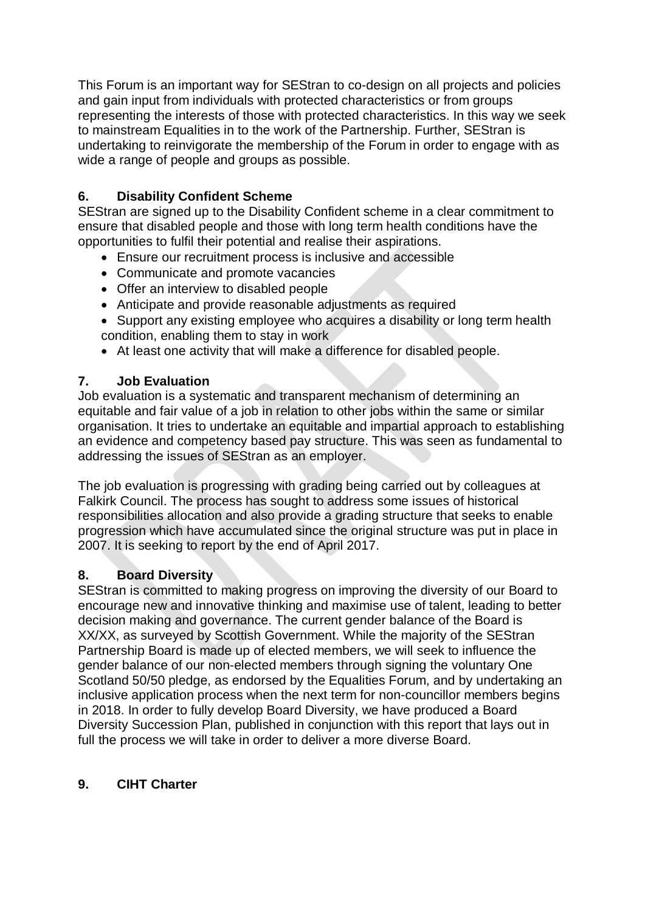This Forum is an important way for SEStran to co-design on all projects and policies and gain input from individuals with protected characteristics or from groups representing the interests of those with protected characteristics. In this way we seek to mainstream Equalities in to the work of the Partnership. Further, SEStran is undertaking to reinvigorate the membership of the Forum in order to engage with as wide a range of people and groups as possible.

## 6. Disability Confident Scheme

SEStran are signed up to the Disability Confident scheme in a clear commitment to ensure that disabled people and those with long term health conditions have the opportunities to fulfil their potential and realise their aspirations.

- Ensure our recruitment process is inclusive and accessible
- Communicate and promote vacancies
- Offer an interview to disabled people
- Anticipate and provide reasonable adjustments as required
- Support any existing employee who acquires a disability or long term health condition, enabling them to stay in work
- At least one activity that will make a difference for disabled people.

## 7. Job Evaluation

Job evaluation is a systematic and transparent mechanism of determining an equitable and fair value of a job in relation to other jobs within the same or similar organisation. It tries to undertake an equitable and impartial approach to establishing an evidence and competency based pay structure. This was seen as fundamental to addressing the issues of SEStran as an employer.

The job evaluation is progressing with grading being carried out by colleagues at Falkirk Council. The process has sought to address some issues of historical responsibilities allocation and also provide a grading structure that seeks to enable progression which have accumulated since the original structure was put in place in 2007. It is seeking to report by the end of April 2017.

## 8. Board Diversity

SEStran is committed to making progress on improving the diversity of our Board to encourage new and innovative thinking and maximise use of talent, leading to better decision making and governance. The current gender balance of the Board is XX/XX, as surveyed by Scottish Government. While the majority of the SEStran Partnership Board is made up of elected members, we will seek to influence the gender balance of our non-elected members through signing the voluntary One Scotland 50/50 pledge, as endorsed by the Equalities Forum, and by undertaking an inclusive application process when the next term for non-councillor members begins in 2018. In order to fully develop Board Diversity, we have produced a Board Diversity Succession Plan, published in conjunction with this report that lays out in full the process we will take in order to deliver a more diverse Board.

## 9. CIHT Charter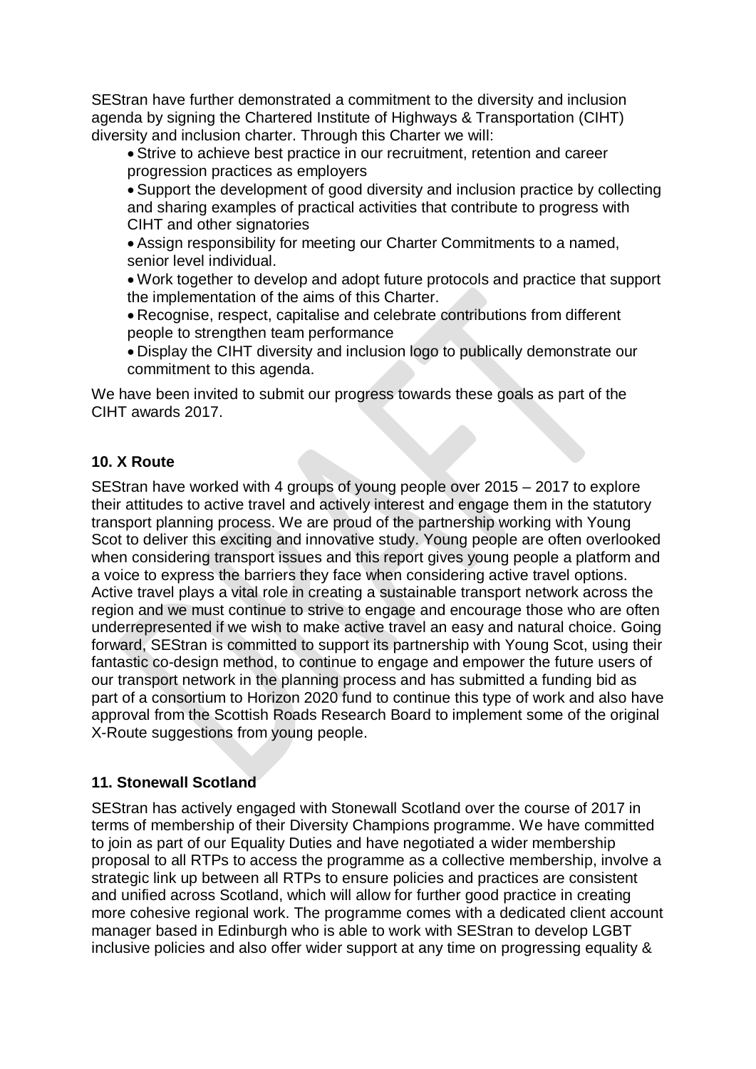SEStran have further demonstrated a commitment to the diversity and inclusion agenda by signing the Chartered Institute of Highways & Transportation (CIHT) diversity and inclusion charter. Through this Charter we will:

- Strive to achieve best practice in our recruitment, retention and career progression practices as employers
- Support the development of good diversity and inclusion practice by collecting and sharing examples of practical activities that contribute to progress with CIHT and other signatories
- Assign responsibility for meeting our Charter Commitments to a named, senior level individual.
- Work together to develop and adopt future protocols and practice that support the implementation of the aims of this Charter.
- Recognise, respect, capitalise and celebrate contributions from different people to strengthen team performance
- Display the CIHT diversity and inclusion logo to publically demonstrate our commitment to this agenda.

We have been invited to submit our progress towards these goals as part of the CIHT awards 2017.

## 10. X Route

SEStran have worked with 4 groups of young people over 2015 – 2017 to explore their attitudes to active travel and actively interest and engage them in the statutory transport planning process. We are proud of the partnership working with Young Scot to deliver this exciting and innovative study. Young people are often overlooked when considering transport issues and this report gives young people a platform and a voice to express the barriers they face when considering active travel options. Active travel plays a vital role in creating a sustainable transport network across the region and we must continue to strive to engage and encourage those who are often underrepresented if we wish to make active travel an easy and natural choice. Going forward, SEStran is committed to support its partnership with Young Scot, using their fantastic co-design method, to continue to engage and empower the future users of our transport network in the planning process and has submitted a funding bid as part of a consortium to Horizon 2020 fund to continue this type of work and also have approval from the Scottish Roads Research Board to implement some of the original X-Route suggestions from young people.

## 11. Stonewall Scotland

SEStran has actively engaged with Stonewall Scotland over the course of 2017 in terms of membership of their Diversity Champions programme. We have committed to join as part of our Equality Duties and have negotiated a wider membership proposal to all RTPs to access the programme as a collective membership, involve a strategic link up between all RTPs to ensure policies and practices are consistent and unified across Scotland, which will allow for further good practice in creating more cohesive regional work. The programme comes with a dedicated client account manager based in Edinburgh who is able to work with SEStran to develop LGBT inclusive policies and also offer wider support at any time on progressing equality &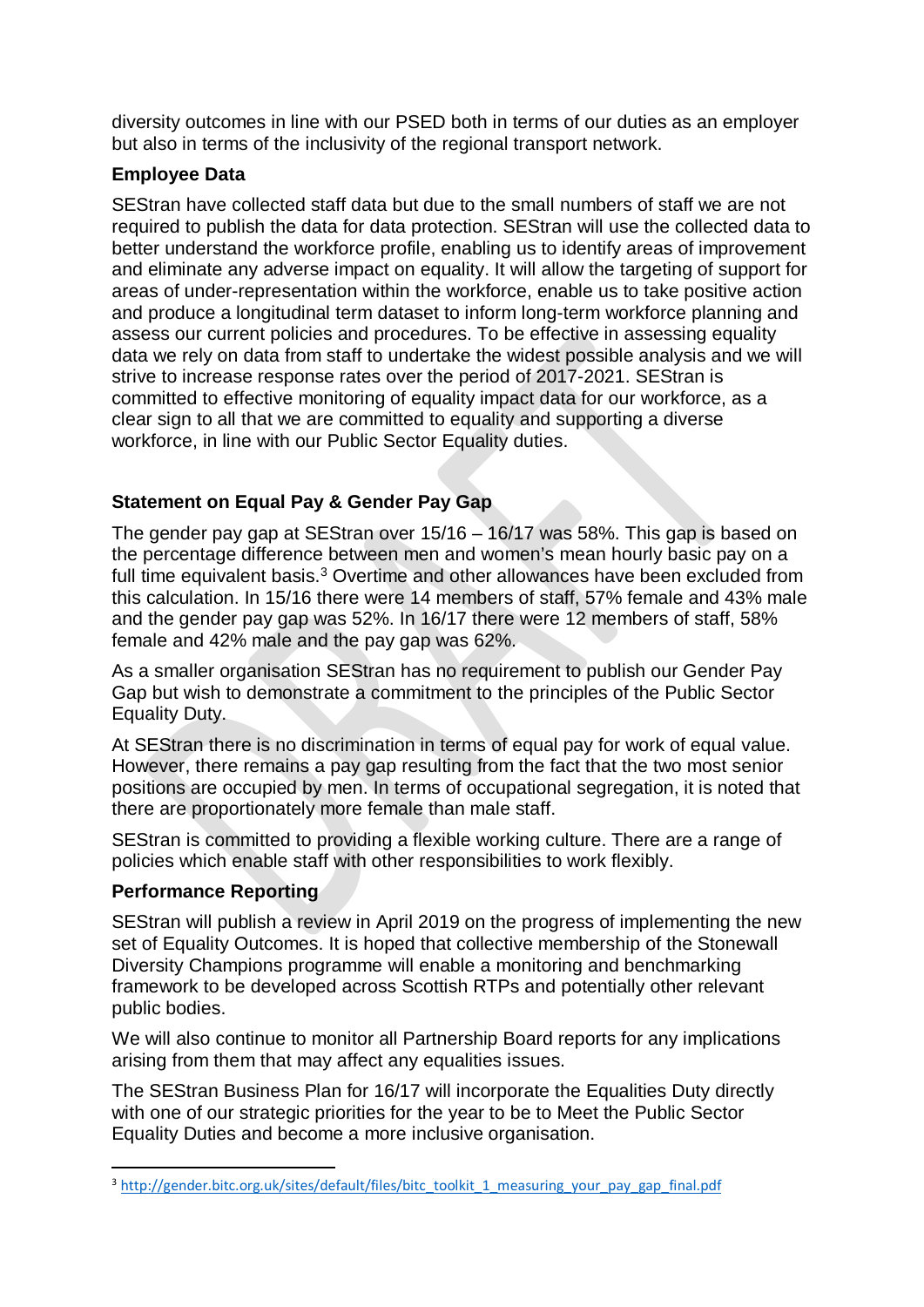diversity outcomes in line with our PSED both in terms of our duties as an employer but also in terms of the inclusivity of the regional transport network.

### Employee Data

SEStran have collected staff data but due to the small numbers of staff we are not required to publish the data for data protection. SEStran will use the collected data to better understand the workforce profile, enabling us to identify areas of improvement and eliminate any adverse impact on equality. It will allow the targeting of support for areas of under-representation within the workforce, enable us to take positive action and produce a longitudinal term dataset to inform long-term workforce planning and assess our current policies and procedures. To be effective in assessing equality data we rely on data from staff to undertake the widest possible analysis and we will strive to increase response rates over the period of 2017-2021. SEStran is committed to effective monitoring of equality impact data for our workforce, as a clear sign to all that we are committed to equality and supporting a diverse workforce, in line with our Public Sector Equality duties.

### Statement on Equal Pay & Gender Pay Gap

The gender pay gap at SEStran over 15/16 – 16/17 was 58%. This gap is based on the percentage difference between men and women's mean hourly basic pay on a full time equivalent basis.[3] Overtime and other allowances have been excluded from this calculation. In 15/16 there were 14 members of staff, 57% female and 43% male and the gender pay gap was 52%. In 16/17 there were 12 members of staff, 58% female and 42% male and the pay gap was 62%.

As a smaller organisation SEStran has no requirement to publish our Gender Pay Gap but wish to demonstrate a commitment to the principles of the Public Sector Equality Duty.

At SEStran there is no discrimination in terms of equal pay for work of equal value. However, there remains a pay gap resulting from the fact that the two most senior positions are occupied by men. In terms of occupational segregation, it is noted that there are proportionately more female than male staff.

SEStran is committed to providing a flexible working culture. There are a range of policies which enable staff with other responsibilities to work flexibly.

### Performance Reporting

SEStran will publish a review in April 2019 on the progress of implementing the new set of Equality Outcomes. It is hoped that collective membership of the Stonewall Diversity Champions programme will enable a monitoring and benchmarking framework to be developed across Scottish RTPs and potentially other relevant public bodies.

We will also continue to monitor all Partnership Board reports for any implications arising from them that may affect any equalities issues.

The SEStran Business Plan for 16/17 will incorporate the Equalities Duty directly with one of our strategic priorities for the year to be to Meet the Public Sector Equality Duties and become a more inclusive organisation.

---

[3] http://gender.bitc.org.uk/sites/default/files/bitc_toolkit_1_measuring_your_pay_gap_final.pdf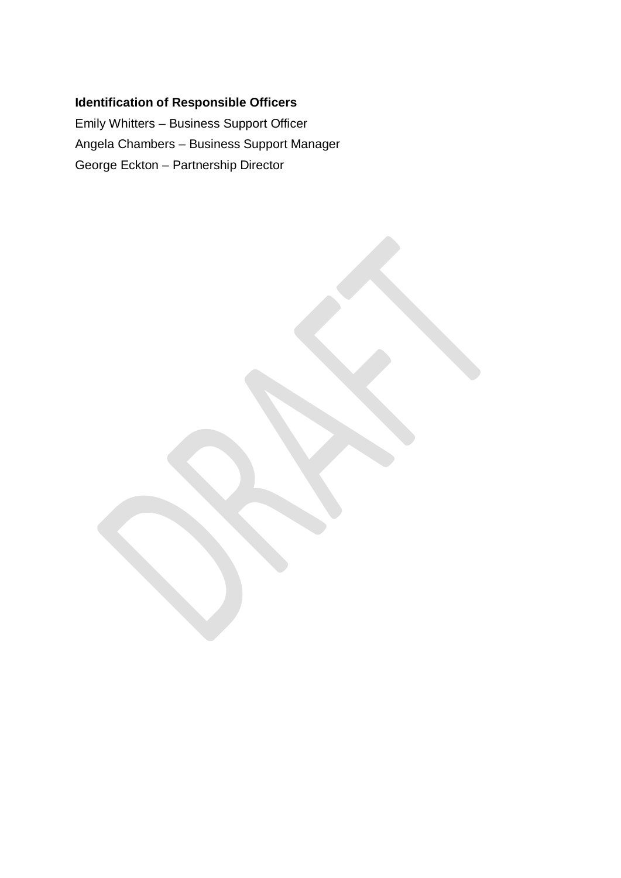**Identification of Responsible Officers**

Emily Whitters – Business Support Officer

Angela Chambers – Business Support Manager

George Eckton – Partnership Director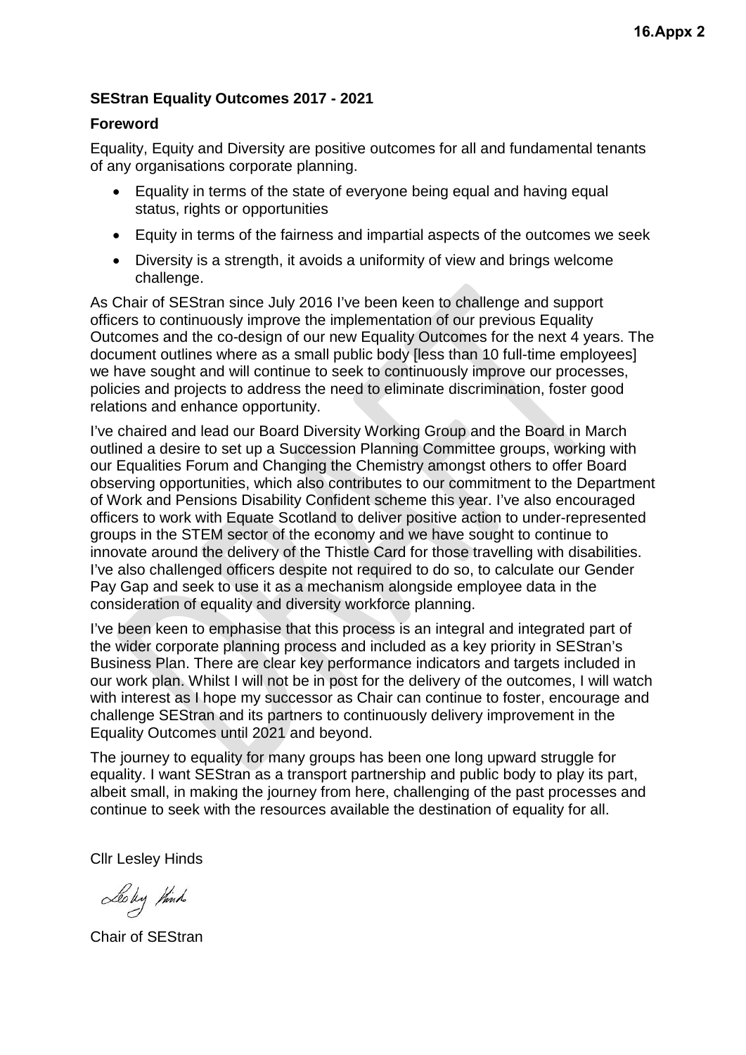**16.Appx 2**

**SEStran Equality Outcomes 2017 - 2021**

**Foreword**

Equality, Equity and Diversity are positive outcomes for all and fundamental tenants of any organisations corporate planning.

- Equality in terms of the state of everyone being equal and having equal status, rights or opportunities
- Equity in terms of the fairness and impartial aspects of the outcomes we seek
- Diversity is a strength, it avoids a uniformity of view and brings welcome challenge.

As Chair of SEStran since July 2016 I've been keen to challenge and support officers to continuously improve the implementation of our previous Equality Outcomes and the co-design of our new Equality Outcomes for the next 4 years. The document outlines where as a small public body [less than 10 full-time employees] we have sought and will continue to seek to continuously improve our processes, policies and projects to address the need to eliminate discrimination, foster good relations and enhance opportunity.

I've chaired and lead our Board Diversity Working Group and the Board in March outlined a desire to set up a Succession Planning Committee groups, working with our Equalities Forum and Changing the Chemistry amongst others to offer Board observing opportunities, which also contributes to our commitment to the Department of Work and Pensions Disability Confident scheme this year. I've also encouraged officers to work with Equate Scotland to deliver positive action to under-represented groups in the STEM sector of the economy and we have sought to continue to innovate around the delivery of the Thistle Card for those travelling with disabilities. I've also challenged officers despite not required to do so, to calculate our Gender Pay Gap and seek to use it as a mechanism alongside employee data in the consideration of equality and diversity workforce planning.

I've been keen to emphasise that this process is an integral and integrated part of the wider corporate planning process and included as a key priority in SEStran's Business Plan. There are clear key performance indicators and targets included in our work plan. Whilst I will not be in post for the delivery of the outcomes, I will watch with interest as I hope my successor as Chair can continue to foster, encourage and challenge SEStran and its partners to continuously delivery improvement in the Equality Outcomes until 2021 and beyond.

The journey to equality for many groups has been one long upward struggle for equality. I want SEStran as a transport partnership and public body to play its part, albeit small, in making the journey from here, challenging of the past processes and continue to seek with the resources available the destination of equality for all.

Cllr Lesley Hinds

Lesley Hinds

Chair of SEStran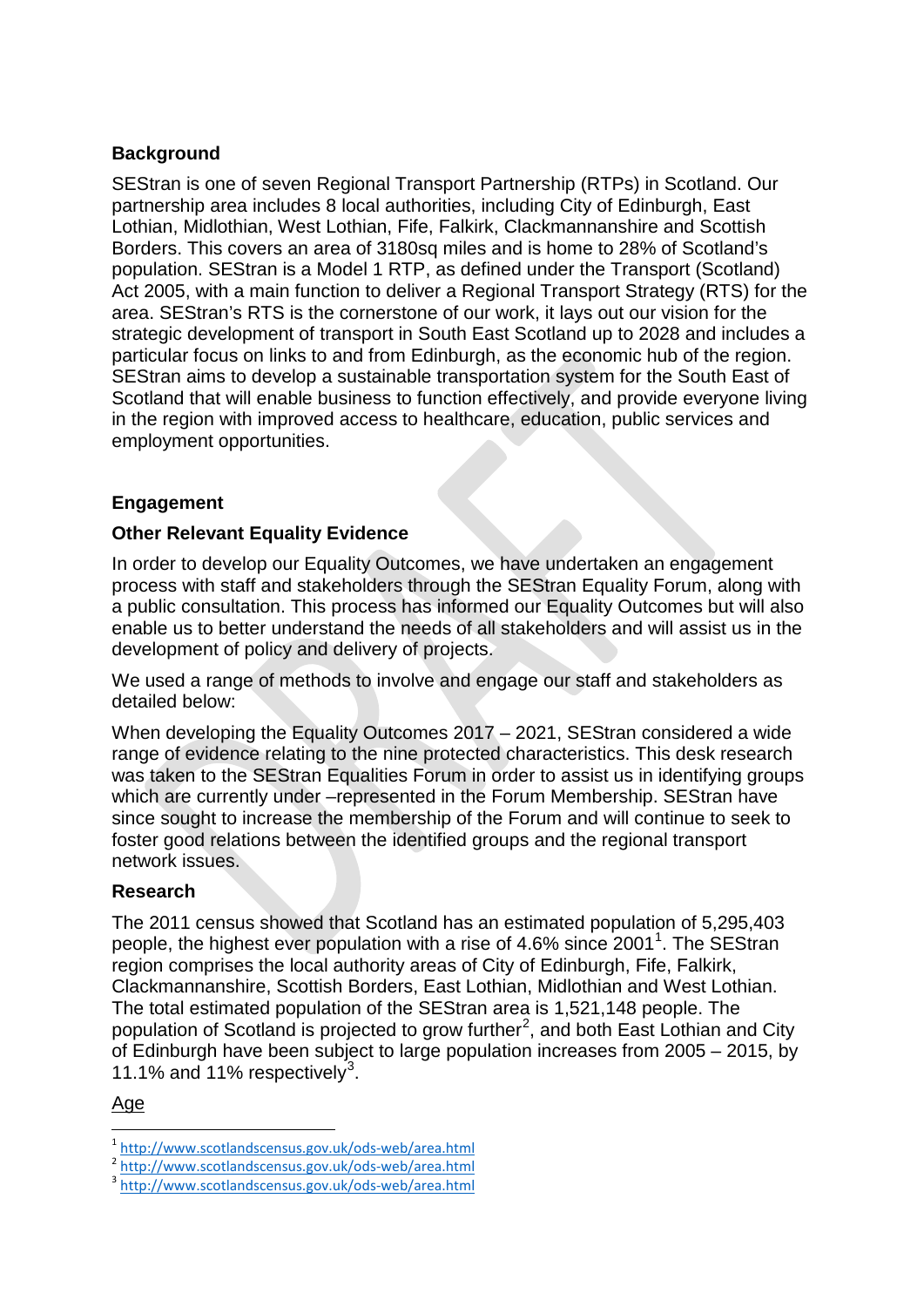## Background

SEStran is one of seven Regional Transport Partnership (RTPs) in Scotland. Our partnership area includes 8 local authorities, including City of Edinburgh, East Lothian, Midlothian, West Lothian, Fife, Falkirk, Clackmannanshire and Scottish Borders. This covers an area of 3180sq miles and is home to 28% of Scotland's population. SEStran is a Model 1 RTP, as defined under the Transport (Scotland) Act 2005, with a main function to deliver a Regional Transport Strategy (RTS) for the area. SEStran's RTS is the cornerstone of our work, it lays out our vision for the strategic development of transport in South East Scotland up to 2028 and includes a particular focus on links to and from Edinburgh, as the economic hub of the region. SEStran aims to develop a sustainable transportation system for the South East of Scotland that will enable business to function effectively, and provide everyone living in the region with improved access to healthcare, education, public services and employment opportunities.

## Engagement

### Other Relevant Equality Evidence

In order to develop our Equality Outcomes, we have undertaken an engagement process with staff and stakeholders through the SEStran Equality Forum, along with a public consultation. This process has informed our Equality Outcomes but will also enable us to better understand the needs of all stakeholders and will assist us in the development of policy and delivery of projects.

We used a range of methods to involve and engage our staff and stakeholders as detailed below:

When developing the Equality Outcomes 2017 – 2021, SEStran considered a wide range of evidence relating to the nine protected characteristics. This desk research was taken to the SEStran Equalities Forum in order to assist us in identifying groups which are currently under –represented in the Forum Membership. SEStran have since sought to increase the membership of the Forum and will continue to seek to foster good relations between the identified groups and the regional transport network issues.

### Research

The 2011 census showed that Scotland has an estimated population of 5,295,403 people, the highest ever population with a rise of 4.6% since 2001[1]. The SEStran region comprises the local authority areas of City of Edinburgh, Fife, Falkirk, Clackmannanshire, Scottish Borders, East Lothian, Midlothian and West Lothian. The total estimated population of the SEStran area is 1,521,148 people. The population of Scotland is projected to grow further[2], and both East Lothian and City of Edinburgh have been subject to large population increases from 2005 – 2015, by 11.1% and 11% respectively[3].

Age

[1] http://www.scotlandscensus.gov.uk/ods-web/area.html

[2] http://www.scotlandscensus.gov.uk/ods-web/area.html

[3] http://www.scotlandscensus.gov.uk/ods-web/area.html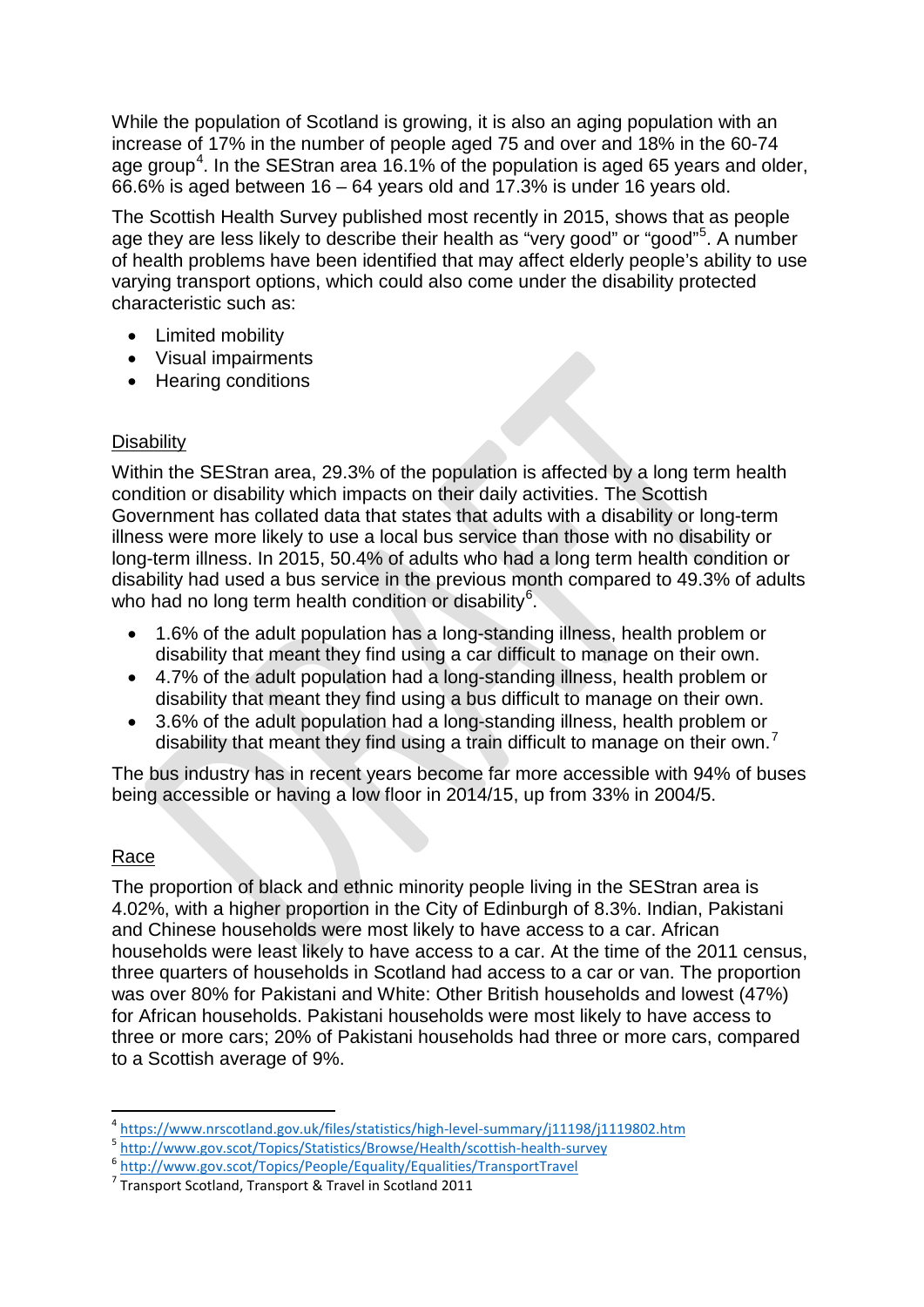While the population of Scotland is growing, it is also an aging population with an increase of 17% in the number of people aged 75 and over and 18% in the 60-74 age group[4]. In the SEStran area 16.1% of the population is aged 65 years and older, 66.6% is aged between 16 – 64 years old and 17.3% is under 16 years old.

The Scottish Health Survey published most recently in 2015, shows that as people age they are less likely to describe their health as "very good" or "good"[5]. A number of health problems have been identified that may affect elderly people's ability to use varying transport options, which could also come under the disability protected characteristic such as:

- Limited mobility
- Visual impairments
- Hearing conditions

## Disability

Within the SEStran area, 29.3% of the population is affected by a long term health condition or disability which impacts on their daily activities. The Scottish Government has collated data that states that adults with a disability or long-term illness were more likely to use a local bus service than those with no disability or long-term illness. In 2015, 50.4% of adults who had a long term health condition or disability had used a bus service in the previous month compared to 49.3% of adults who had no long term health condition or disability[6].

- 1.6% of the adult population has a long-standing illness, health problem or disability that meant they find using a car difficult to manage on their own.
- 4.7% of the adult population had a long-standing illness, health problem or disability that meant they find using a bus difficult to manage on their own.
- 3.6% of the adult population had a long-standing illness, health problem or disability that meant they find using a train difficult to manage on their own.[7]

The bus industry has in recent years become far more accessible with 94% of buses being accessible or having a low floor in 2014/15, up from 33% in 2004/5.

## Race

The proportion of black and ethnic minority people living in the SEStran area is 4.02%, with a higher proportion in the City of Edinburgh of 8.3%. Indian, Pakistani and Chinese households were most likely to have access to a car. African households were least likely to have access to a car. At the time of the 2011 census, three quarters of households in Scotland had access to a car or van. The proportion was over 80% for Pakistani and White: Other British households and lowest (47%) for African households. Pakistani households were most likely to have access to three or more cars; 20% of Pakistani households had three or more cars, compared to a Scottish average of 9%.

---

[4] https://www.nrscotland.gov.uk/files/statistics/high-level-summary/j11198/j1119802.htm

[5] http://www.gov.scot/Topics/Statistics/Browse/Health/scottish-health-survey

[6] http://www.gov.scot/Topics/People/Equality/Equalities/TransportTravel

[7] Transport Scotland, Transport & Travel in Scotland 2011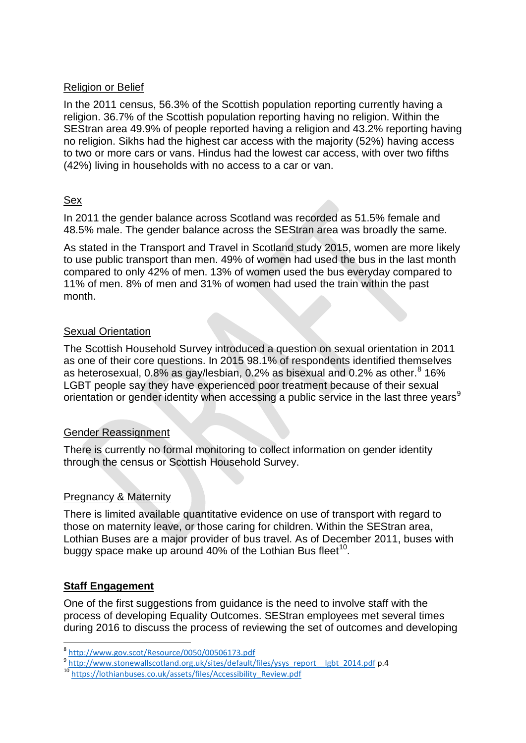Religion or Belief

In the 2011 census, 56.3% of the Scottish population reporting currently having a religion. 36.7% of the Scottish population reporting having no religion. Within the SEStran area 49.9% of people reported having a religion and 43.2% reporting having no religion. Sikhs had the highest car access with the majority (52%) having access to two or more cars or vans. Hindus had the lowest car access, with over two fifths (42%) living in households with no access to a car or van.

Sex

In 2011 the gender balance across Scotland was recorded as 51.5% female and 48.5% male. The gender balance across the SEStran area was broadly the same.

As stated in the Transport and Travel in Scotland study 2015, women are more likely to use public transport than men. 49% of women had used the bus in the last month compared to only 42% of men. 13% of women used the bus everyday compared to 11% of men. 8% of men and 31% of women had used the train within the past month.

Sexual Orientation

The Scottish Household Survey introduced a question on sexual orientation in 2011 as one of their core questions. In 2015 98.1% of respondents identified themselves as heterosexual, 0.8% as gay/lesbian, 0.2% as bisexual and 0.2% as other.[8] 16% LGBT people say they have experienced poor treatment because of their sexual orientation or gender identity when accessing a public service in the last three years[9]

Gender Reassignment

There is currently no formal monitoring to collect information on gender identity through the census or Scottish Household Survey.

Pregnancy & Maternity

There is limited available quantitative evidence on use of transport with regard to those on maternity leave, or those caring for children. Within the SEStran area, Lothian Buses are a major provider of bus travel. As of December 2011, buses with buggy space make up around 40% of the Lothian Bus fleet[10].

## Staff Engagement

One of the first suggestions from guidance is the need to involve staff with the process of developing Equality Outcomes. SEStran employees met several times during 2016 to discuss the process of reviewing the set of outcomes and developing

---

[8] http://www.gov.scot/Resource/0050/00506173.pdf

[9] http://www.stonewallscotland.org.uk/sites/default/files/ysys_report__lgbt_2014.pdf p.4

[10] https://lothianbuses.co.uk/assets/files/Accessibility_Review.pdf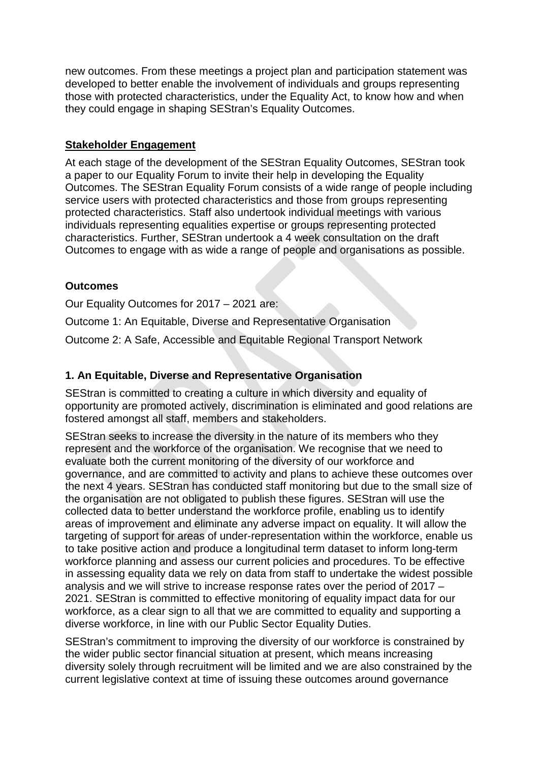new outcomes. From these meetings a project plan and participation statement was developed to better enable the involvement of individuals and groups representing those with protected characteristics, under the Equality Act, to know how and when they could engage in shaping SEStran's Equality Outcomes.

## Stakeholder Engagement

At each stage of the development of the SEStran Equality Outcomes, SEStran took a paper to our Equality Forum to invite their help in developing the Equality Outcomes. The SEStran Equality Forum consists of a wide range of people including service users with protected characteristics and those from groups representing protected characteristics. Staff also undertook individual meetings with various individuals representing equalities expertise or groups representing protected characteristics. Further, SEStran undertook a 4 week consultation on the draft Outcomes to engage with as wide a range of people and organisations as possible.

## Outcomes

Our Equality Outcomes for 2017 – 2021 are:

Outcome 1: An Equitable, Diverse and Representative Organisation

Outcome 2: A Safe, Accessible and Equitable Regional Transport Network

### 1. An Equitable, Diverse and Representative Organisation

SEStran is committed to creating a culture in which diversity and equality of opportunity are promoted actively, discrimination is eliminated and good relations are fostered amongst all staff, members and stakeholders.

SEStran seeks to increase the diversity in the nature of its members who they represent and the workforce of the organisation. We recognise that we need to evaluate both the current monitoring of the diversity of our workforce and governance, and are committed to activity and plans to achieve these outcomes over the next 4 years. SEStran has conducted staff monitoring but due to the small size of the organisation are not obligated to publish these figures. SEStran will use the collected data to better understand the workforce profile, enabling us to identify areas of improvement and eliminate any adverse impact on equality. It will allow the targeting of support for areas of under-representation within the workforce, enable us to take positive action and produce a longitudinal term dataset to inform long-term workforce planning and assess our current policies and procedures. To be effective in assessing equality data we rely on data from staff to undertake the widest possible analysis and we will strive to increase response rates over the period of 2017 – 2021. SEStran is committed to effective monitoring of equality impact data for our workforce, as a clear sign to all that we are committed to equality and supporting a diverse workforce, in line with our Public Sector Equality Duties.

SEStran's commitment to improving the diversity of our workforce is constrained by the wider public sector financial situation at present, which means increasing diversity solely through recruitment will be limited and we are also constrained by the current legislative context at time of issuing these outcomes around governance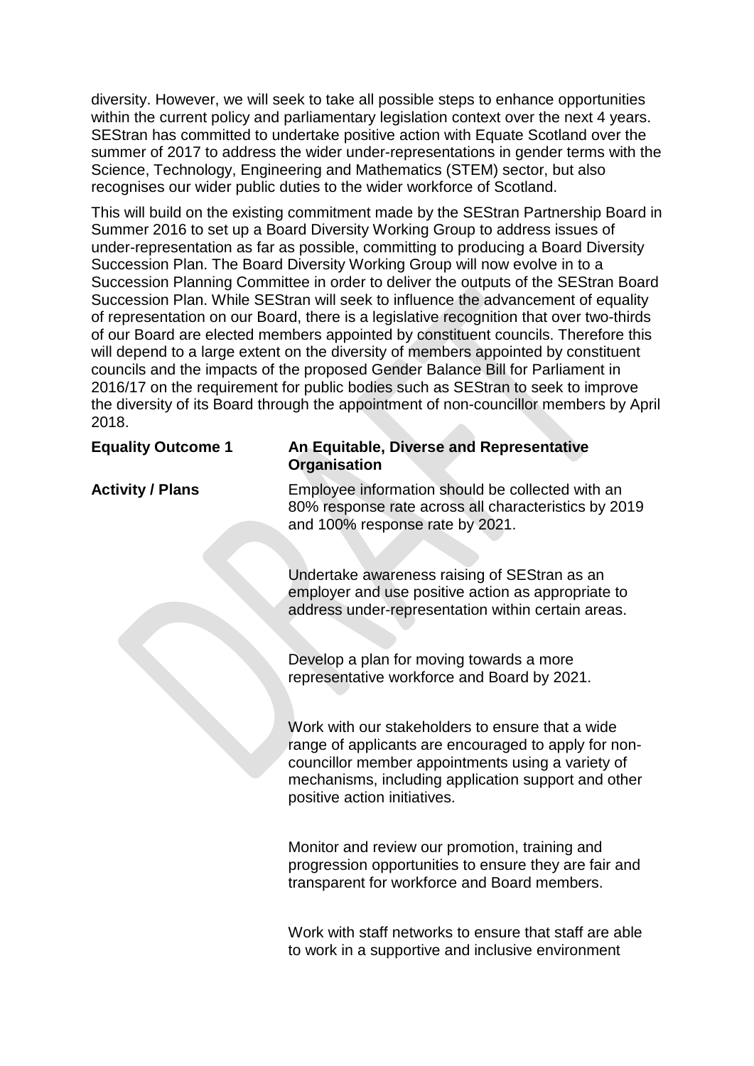diversity. However, we will seek to take all possible steps to enhance opportunities within the current policy and parliamentary legislation context over the next 4 years. SEStran has committed to undertake positive action with Equate Scotland over the summer of 2017 to address the wider under-representations in gender terms with the Science, Technology, Engineering and Mathematics (STEM) sector, but also recognises our wider public duties to the wider workforce of Scotland.

This will build on the existing commitment made by the SEStran Partnership Board in Summer 2016 to set up a Board Diversity Working Group to address issues of under-representation as far as possible, committing to producing a Board Diversity Succession Plan. The Board Diversity Working Group will now evolve in to a Succession Planning Committee in order to deliver the outputs of the SEStran Board Succession Plan. While SEStran will seek to influence the advancement of equality of representation on our Board, there is a legislative recognition that over two-thirds of our Board are elected members appointed by constituent councils. Therefore this will depend to a large extent on the diversity of members appointed by constituent councils and the impacts of the proposed Gender Balance Bill for Parliament in 2016/17 on the requirement for public bodies such as SEStran to seek to improve the diversity of its Board through the appointment of non-councillor members by April 2018.

| **Equality Outcome 1** | **An Equitable, Diverse and Representative Organisation** |
|---|---|
| **Activity / Plans** | Employee information should be collected with an 80% response rate across all characteristics by 2019 and 100% response rate by 2021. |
| | Undertake awareness raising of SEStran as an employer and use positive action as appropriate to address under-representation within certain areas. |
| | Develop a plan for moving towards a more representative workforce and Board by 2021. |
| | Work with our stakeholders to ensure that a wide range of applicants are encouraged to apply for non-councillor member appointments using a variety of mechanisms, including application support and other positive action initiatives. |
| | Monitor and review our promotion, training and progression opportunities to ensure they are fair and transparent for workforce and Board members. |
| | Work with staff networks to ensure that staff are able to work in a supportive and inclusive environment |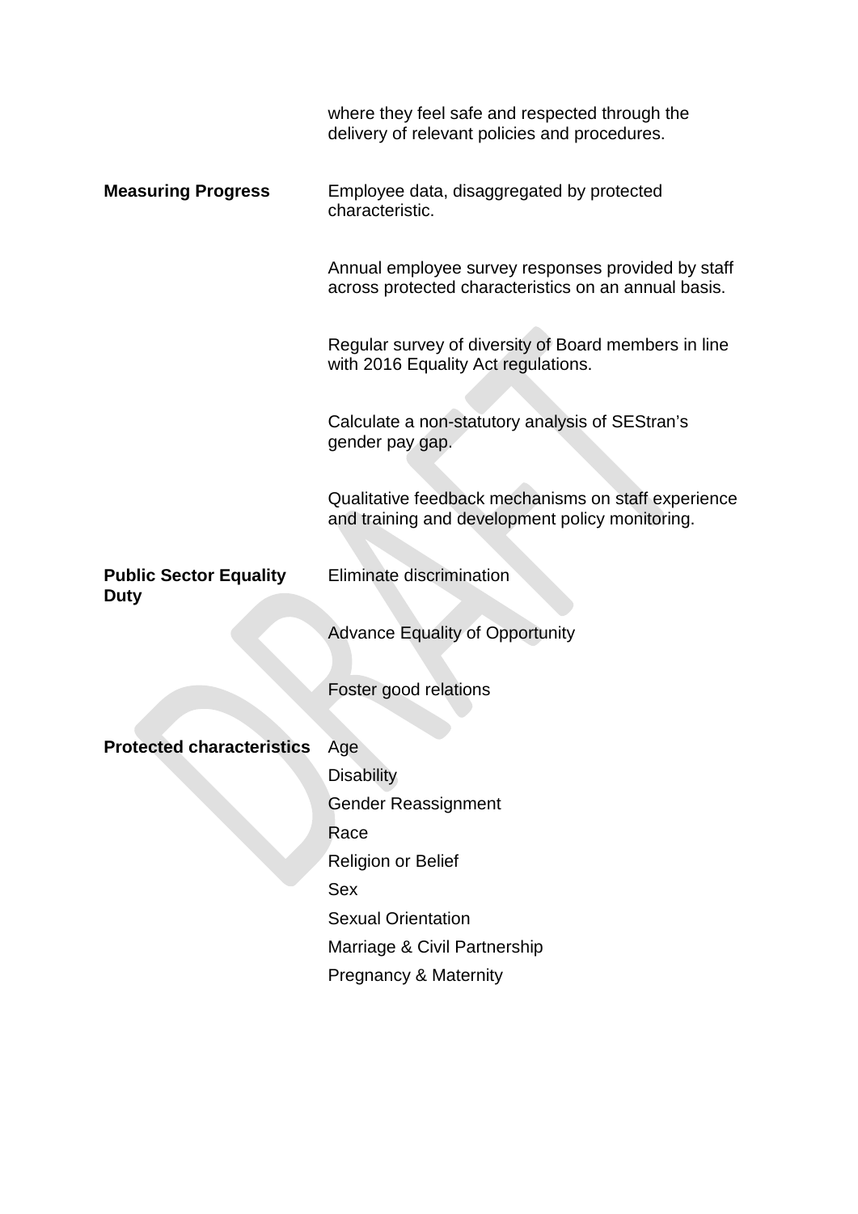|  |  |
|---|---|
|  | where they feel safe and respected through the delivery of relevant policies and procedures. |
| **Measuring Progress** | Employee data, disaggregated by protected characteristic. |
|  | Annual employee survey responses provided by staff across protected characteristics on an annual basis. |
|  | Regular survey of diversity of Board members in line with 2016 Equality Act regulations. |
|  | Calculate a non-statutory analysis of SEStran's gender pay gap. |
|  | Qualitative feedback mechanisms on staff experience and training and development policy monitoring. |
| **Public Sector Equality Duty** | Eliminate discrimination |
|  | Advance Equality of Opportunity |
|  | Foster good relations |
| **Protected characteristics** | Age<br>Disability<br>Gender Reassignment<br>Race<br>Religion or Belief<br>Sex<br>Sexual Orientation<br>Marriage & Civil Partnership<br>Pregnancy & Maternity |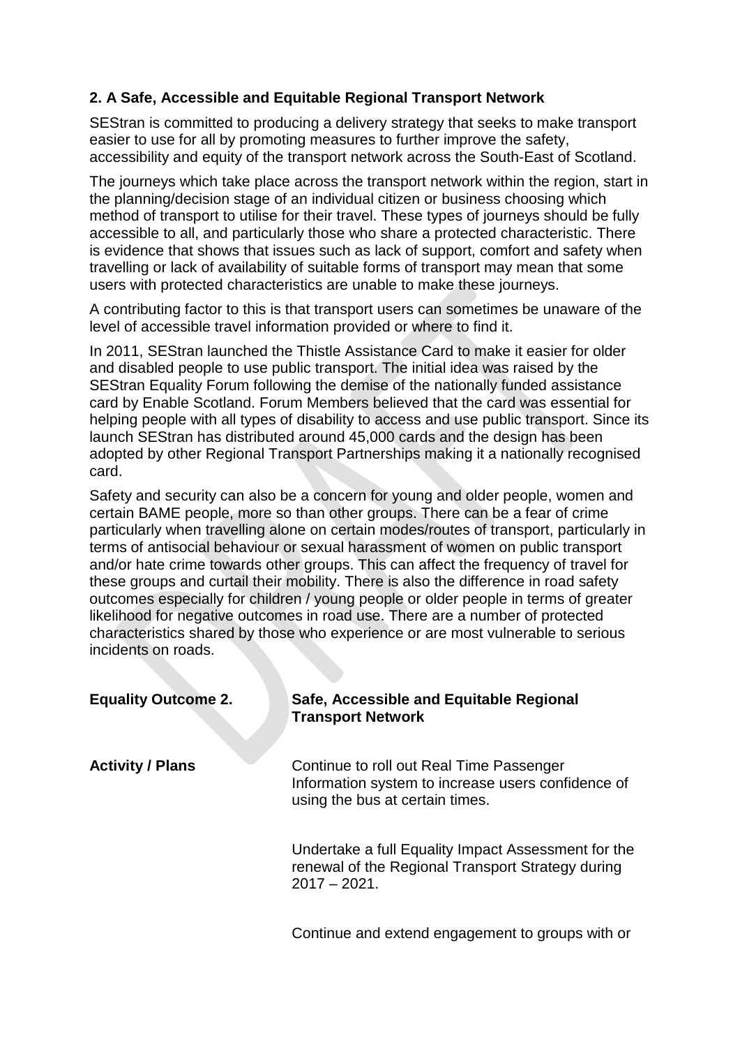### 2. A Safe, Accessible and Equitable Regional Transport Network

SEStran is committed to producing a delivery strategy that seeks to make transport easier to use for all by promoting measures to further improve the safety, accessibility and equity of the transport network across the South-East of Scotland.

The journeys which take place across the transport network within the region, start in the planning/decision stage of an individual citizen or business choosing which method of transport to utilise for their travel. These types of journeys should be fully accessible to all, and particularly those who share a protected characteristic. There is evidence that shows that issues such as lack of support, comfort and safety when travelling or lack of availability of suitable forms of transport may mean that some users with protected characteristics are unable to make these journeys.

A contributing factor to this is that transport users can sometimes be unaware of the level of accessible travel information provided or where to find it.

In 2011, SEStran launched the Thistle Assistance Card to make it easier for older and disabled people to use public transport. The initial idea was raised by the SEStran Equality Forum following the demise of the nationally funded assistance card by Enable Scotland. Forum Members believed that the card was essential for helping people with all types of disability to access and use public transport. Since its launch SEStran has distributed around 45,000 cards and the design has been adopted by other Regional Transport Partnerships making it a nationally recognised card.

Safety and security can also be a concern for young and older people, women and certain BAME people, more so than other groups. There can be a fear of crime particularly when travelling alone on certain modes/routes of transport, particularly in terms of antisocial behaviour or sexual harassment of women on public transport and/or hate crime towards other groups. This can affect the frequency of travel for these groups and curtail their mobility. There is also the difference in road safety outcomes especially for children / young people or older people in terms of greater likelihood for negative outcomes in road use. There are a number of protected characteristics shared by those who experience or are most vulnerable to serious incidents on roads.

| **Equality Outcome 2.** | **Safe, Accessible and Equitable Regional Transport Network** |
|---|---|
| **Activity / Plans** | Continue to roll out Real Time Passenger Information system to increase users confidence of using the bus at certain times.<br><br>Undertake a full Equality Impact Assessment for the renewal of the Regional Transport Strategy during 2017 – 2021.<br><br>Continue and extend engagement to groups with or |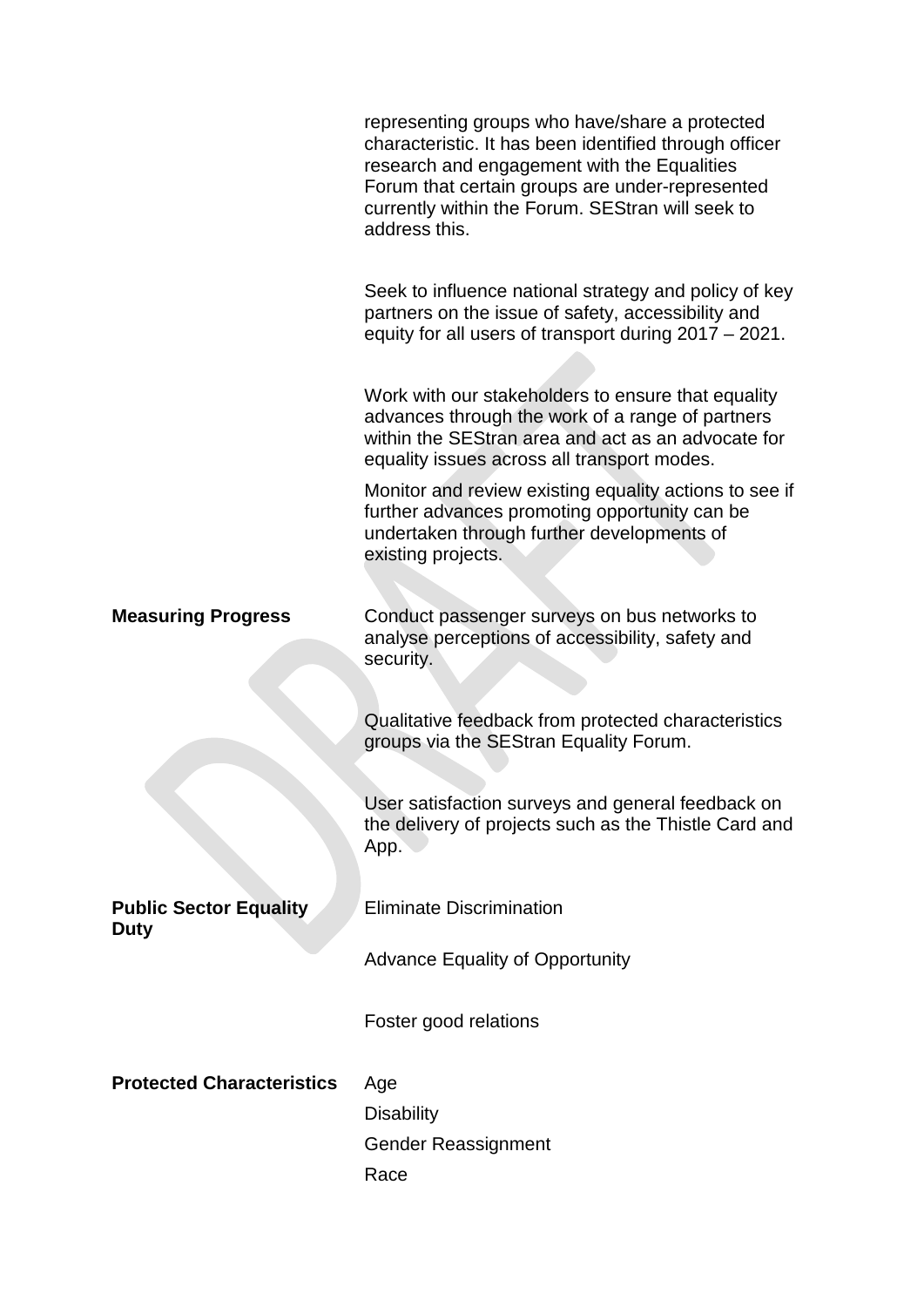| | |
|---|---|
| | representing groups who have/share a protected characteristic. It has been identified through officer research and engagement with the Equalities Forum that certain groups are under-represented currently within the Forum. SEStran will seek to address this. |
| | Seek to influence national strategy and policy of key partners on the issue of safety, accessibility and equity for all users of transport during 2017 – 2021. |
| | Work with our stakeholders to ensure that equality advances through the work of a range of partners within the SEStran area and act as an advocate for equality issues across all transport modes. |
| | Monitor and review existing equality actions to see if further advances promoting opportunity can be undertaken through further developments of existing projects. |
| **Measuring Progress** | Conduct passenger surveys on bus networks to analyse perceptions of accessibility, safety and security. |
| | Qualitative feedback from protected characteristics groups via the SEStran Equality Forum. |
| | User satisfaction surveys and general feedback on the delivery of projects such as the Thistle Card and App. |
| **Public Sector Equality Duty** | Eliminate Discrimination |
| | Advance Equality of Opportunity |
| | Foster good relations |
| **Protected Characteristics** | Age |
| | Disability |
| | Gender Reassignment |
| | Race |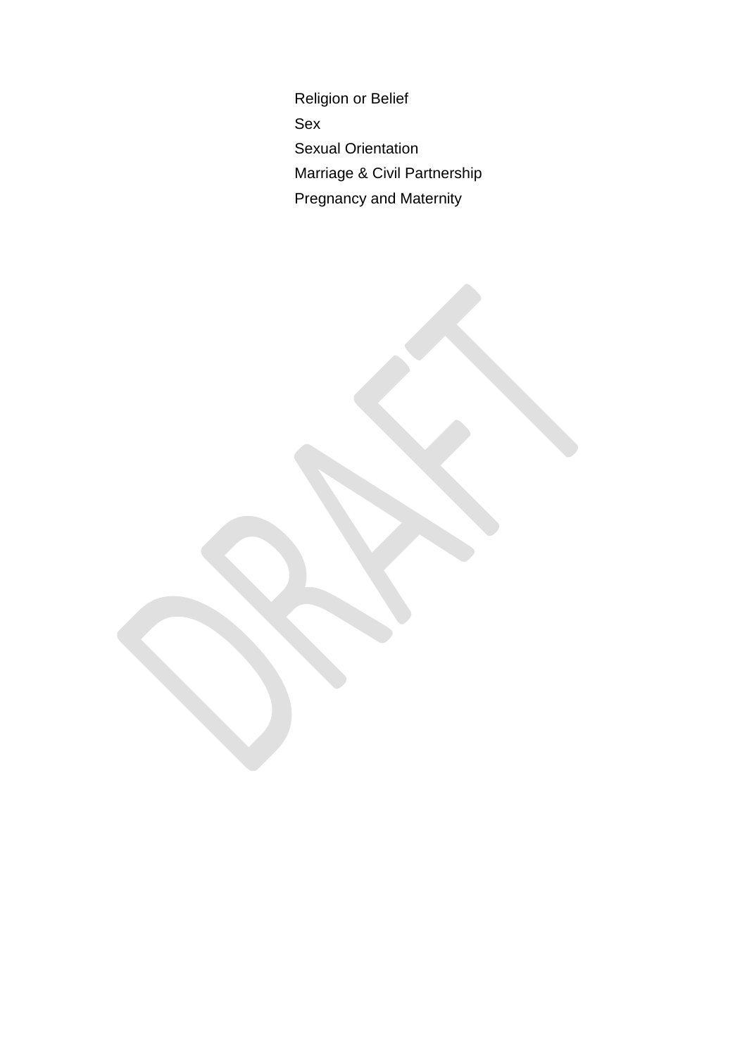Religion or Belief

Sex

Sexual Orientation

Marriage & Civil Partnership

Pregnancy and Maternity